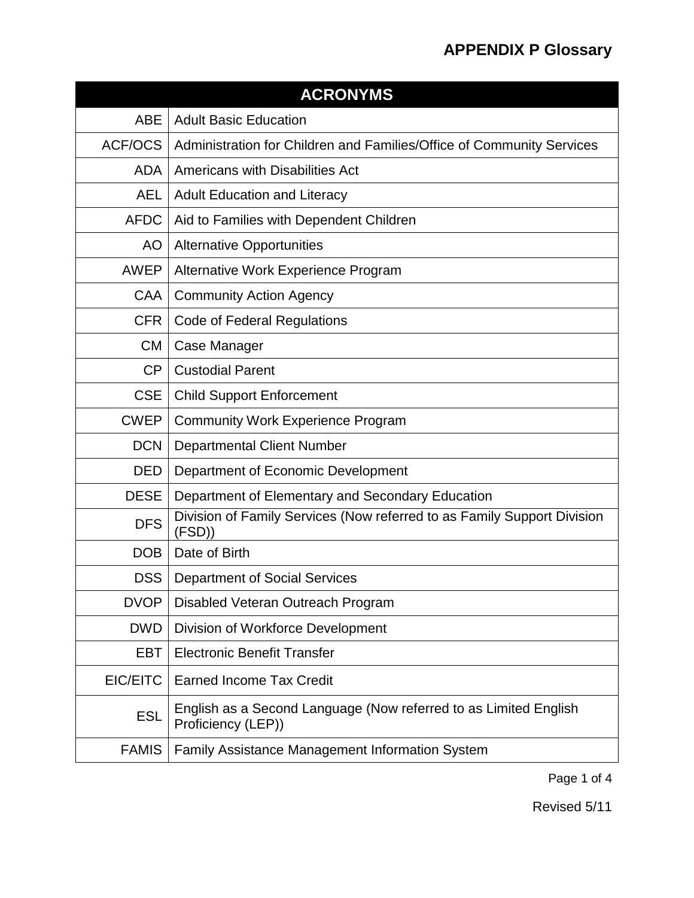# APPENDIX P Glossary

| ACRONYMS | |
|---|---|
| ABE | Adult Basic Education |
| ACF/OCS | Administration for Children and Families/Office of Community Services |
| ADA | Americans with Disabilities Act |
| AEL | Adult Education and Literacy |
| AFDC | Aid to Families with Dependent Children |
| AO | Alternative Opportunities |
| AWEP | Alternative Work Experience Program |
| CAA | Community Action Agency |
| CFR | Code of Federal Regulations |
| CM | Case Manager |
| CP | Custodial Parent |
| CSE | Child Support Enforcement |
| CWEP | Community Work Experience Program |
| DCN | Departmental Client Number |
| DED | Department of Economic Development |
| DESE | Department of Elementary and Secondary Education |
| DFS | Division of Family Services (Now referred to as Family Support Division (FSD)) |
| DOB | Date of Birth |
| DSS | Department of Social Services |
| DVOP | Disabled Veteran Outreach Program |
| DWD | Division of Workforce Development |
| EBT | Electronic Benefit Transfer |
| EIC/EITC | Earned Income Tax Credit |
| ESL | English as a Second Language (Now referred to as Limited English Proficiency (LEP)) |
| FAMIS | Family Assistance Management Information System |

Revised 5/11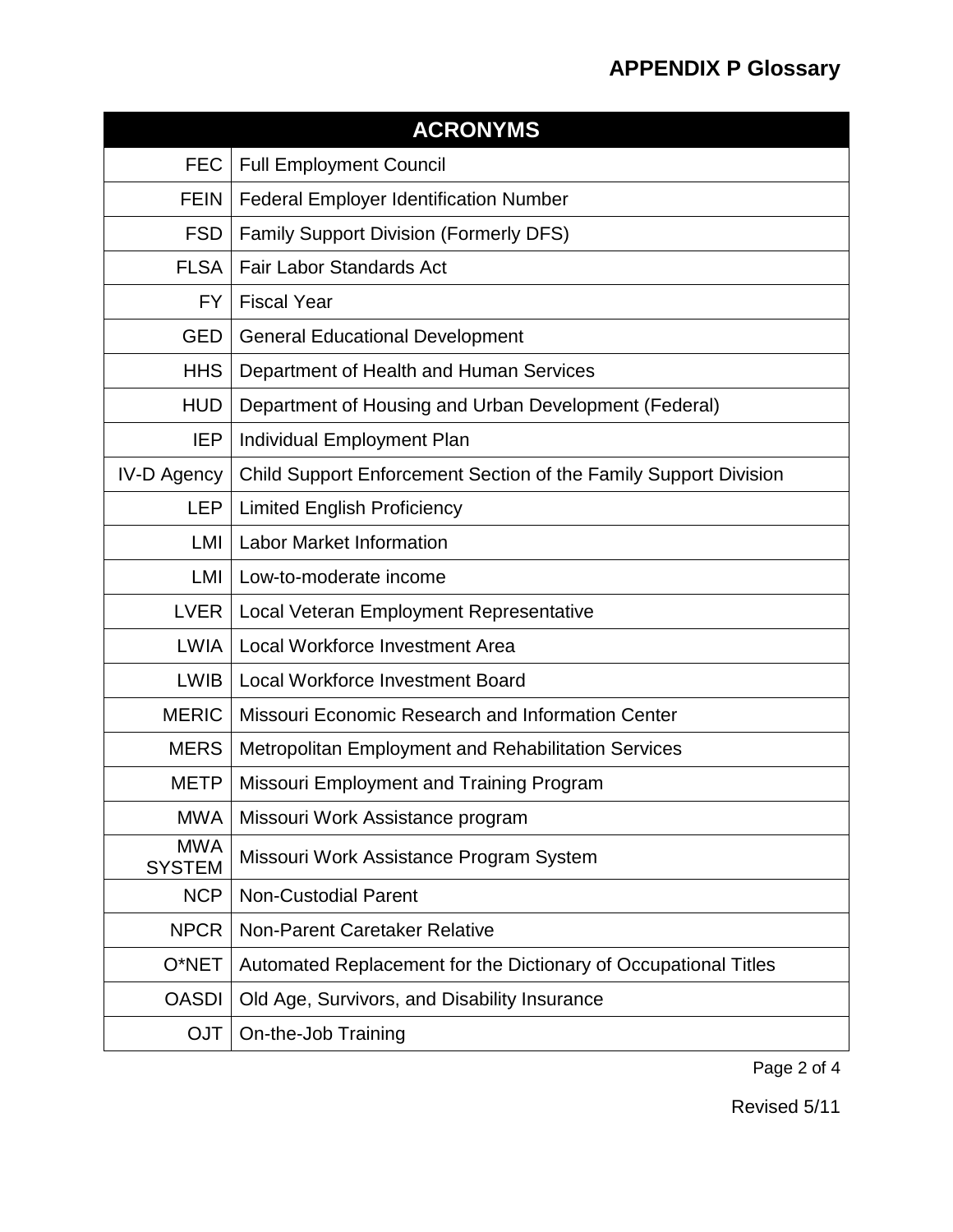# APPENDIX P Glossary

| ACRONYMS | |
|---|---|
| FEC | Full Employment Council |
| FEIN | Federal Employer Identification Number |
| FSD | Family Support Division (Formerly DFS) |
| FLSA | Fair Labor Standards Act |
| FY | Fiscal Year |
| GED | General Educational Development |
| HHS | Department of Health and Human Services |
| HUD | Department of Housing and Urban Development (Federal) |
| IEP | Individual Employment Plan |
| IV-D Agency | Child Support Enforcement Section of the Family Support Division |
| LEP | Limited English Proficiency |
| LMI | Labor Market Information |
| LMI | Low-to-moderate income |
| LVER | Local Veteran Employment Representative |
| LWIA | Local Workforce Investment Area |
| LWIB | Local Workforce Investment Board |
| MERIC | Missouri Economic Research and Information Center |
| MERS | Metropolitan Employment and Rehabilitation Services |
| METP | Missouri Employment and Training Program |
| MWA | Missouri Work Assistance program |
| MWA SYSTEM | Missouri Work Assistance Program System |
| NCP | Non-Custodial Parent |
| NPCR | Non-Parent Caretaker Relative |
| O*NET | Automated Replacement for the Dictionary of Occupational Titles |
| OASDI | Old Age, Survivors, and Disability Insurance |
| OJT | On-the-Job Training |

Revised 5/11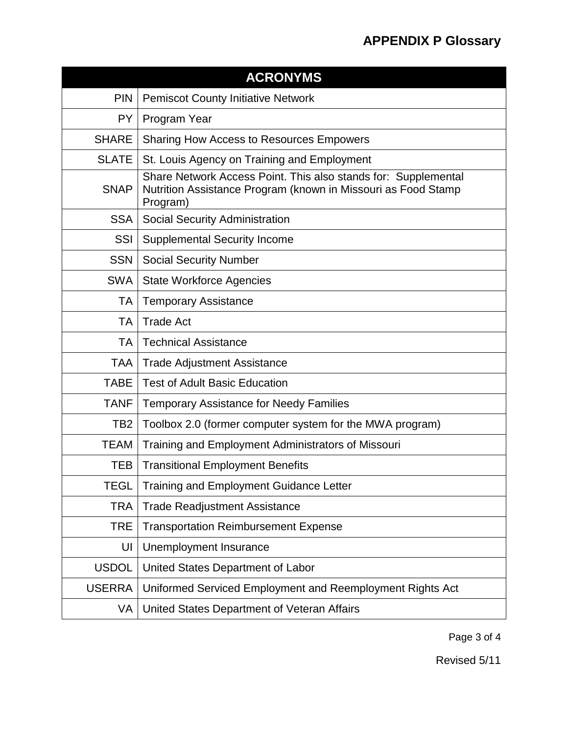# APPENDIX P Glossary

| ACRONYMS | |
|---|---|
| PIN | Pemiscot County Initiative Network |
| PY | Program Year |
| SHARE | Sharing How Access to Resources Empowers |
| SLATE | St. Louis Agency on Training and Employment |
| SNAP | Share Network Access Point. This also stands for: Supplemental Nutrition Assistance Program (known in Missouri as Food Stamp Program) |
| SSA | Social Security Administration |
| SSI | Supplemental Security Income |
| SSN | Social Security Number |
| SWA | State Workforce Agencies |
| TA | Temporary Assistance |
| TA | Trade Act |
| TA | Technical Assistance |
| TAA | Trade Adjustment Assistance |
| TABE | Test of Adult Basic Education |
| TANF | Temporary Assistance for Needy Families |
| TB2 | Toolbox 2.0 (former computer system for the MWA program) |
| TEAM | Training and Employment Administrators of Missouri |
| TEB | Transitional Employment Benefits |
| TEGL | Training and Employment Guidance Letter |
| TRA | Trade Readjustment Assistance |
| TRE | Transportation Reimbursement Expense |
| UI | Unemployment Insurance |
| USDOL | United States Department of Labor |
| USERRA | Uniformed Serviced Employment and Reemployment Rights Act |
| VA | United States Department of Veteran Affairs |

Revised 5/11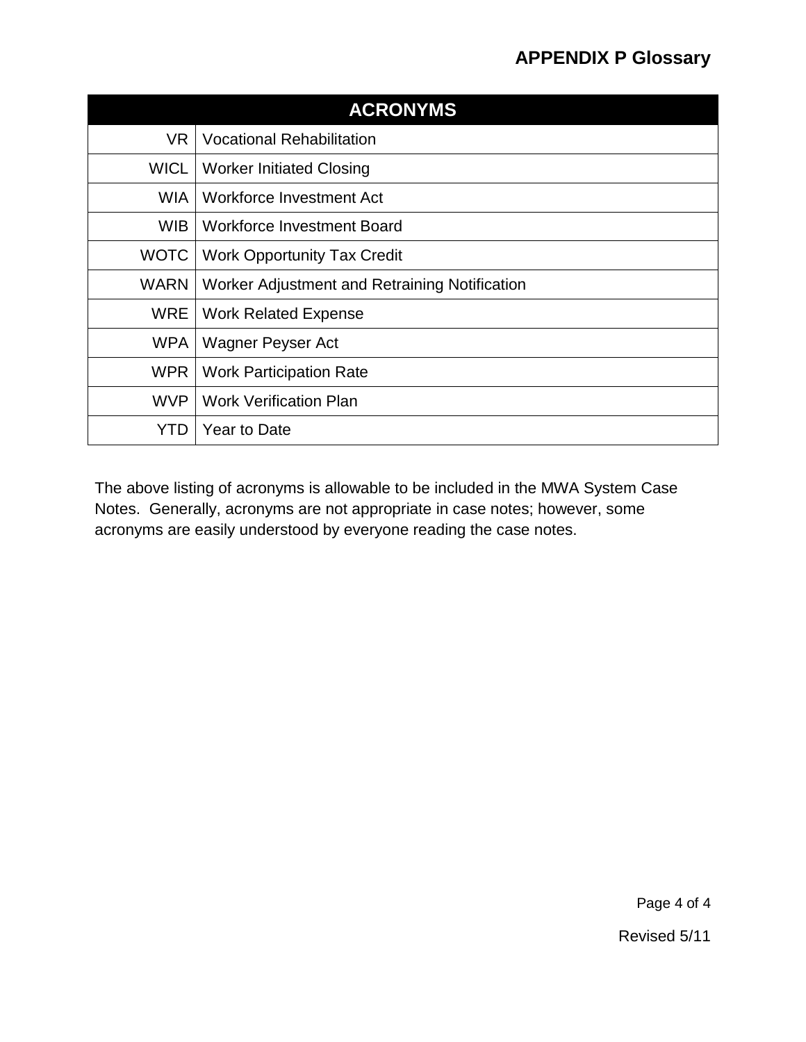# APPENDIX P Glossary

| ACRONYMS | |
|---|---|
| VR | Vocational Rehabilitation |
| WICL | Worker Initiated Closing |
| WIA | Workforce Investment Act |
| WIB | Workforce Investment Board |
| WOTC | Work Opportunity Tax Credit |
| WARN | Worker Adjustment and Retraining Notification |
| WRE | Work Related Expense |
| WPA | Wagner Peyser Act |
| WPR | Work Participation Rate |
| WVP | Work Verification Plan |
| YTD | Year to Date |

The above listing of acronyms is allowable to be included in the MWA System Case Notes. Generally, acronyms are not appropriate in case notes; however, some acronyms are easily understood by everyone reading the case notes.

Revised 5/11